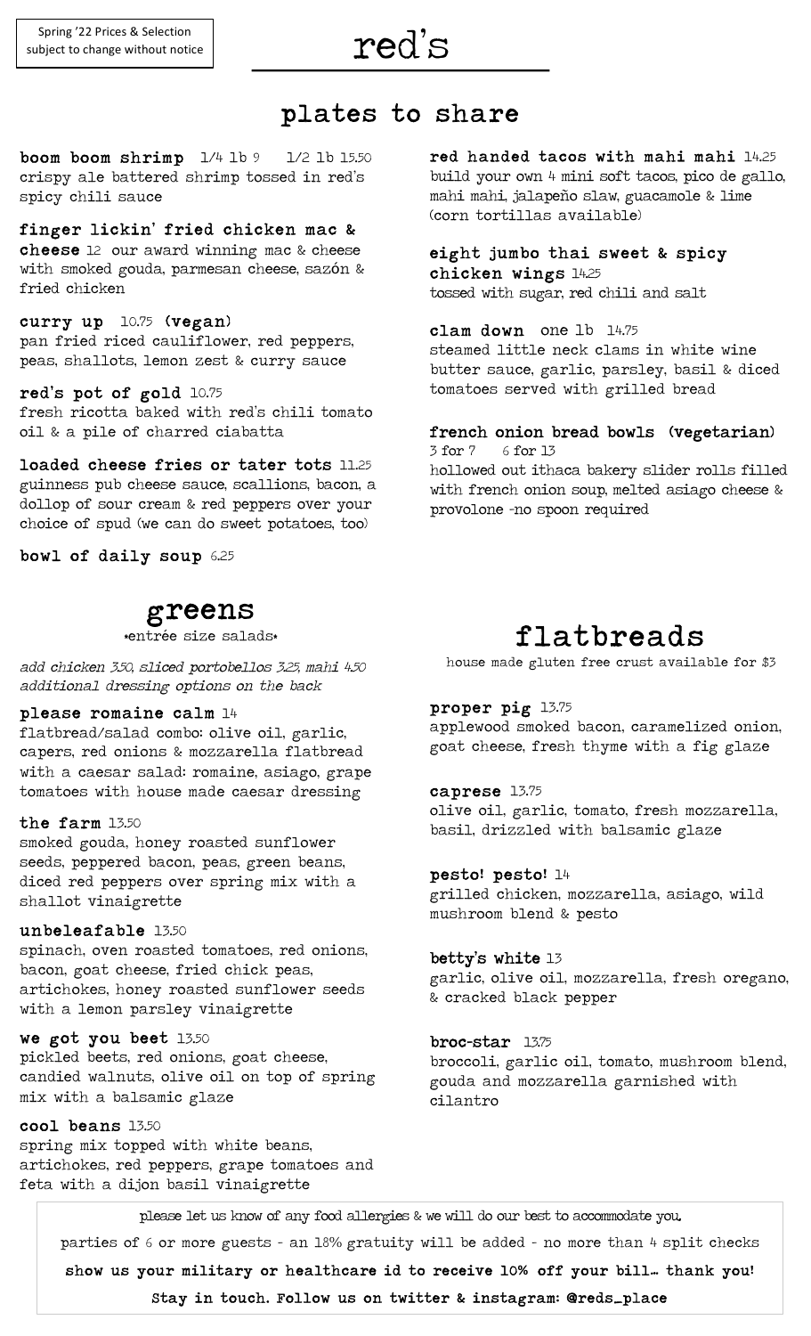Spring '22 Prices & Selection subject to change without notice

# red's

## plates to share

**boom boom shrimp** 1/4 lb 9 1/2 lb 15.50
crispy ale battered shrimp tossed in red's spicy chili sauce

**finger lickin' fried chicken mac & cheese** 12 our award winning mac & cheese with smoked gouda, parmesan cheese, sazón & fried chicken

**curry up** 10.75 **(vegan)**
pan fried riced cauliflower, red peppers, peas, shallots, lemon zest & curry sauce

**red's pot of gold** 10.75
fresh ricotta baked with red's chili tomato oil & a pile of charred ciabatta

**loaded cheese fries or tater tots** 11.25
guinness pub cheese sauce, scallions, bacon, a dollop of sour cream & red peppers over your choice of spud (we can do sweet potatoes, too)

**bowl of daily soup** 6.25

**red handed tacos with mahi mahi** 14.25
build your own 4 mini soft tacos, pico de gallo, mahi mahi, jalapeño slaw, guacamole & lime (corn tortillas available)

**eight jumbo thai sweet & spicy chicken wings** 14.25
tossed with sugar, red chili and salt

**clam down** one lb 14.75
steamed little neck clams in white wine butter sauce, garlic, parsley, basil & diced tomatoes served with grilled bread

**french onion bread bowls (vegetarian)**
3 for 7 6 for 13
hollowed out ithaca bakery slider rolls filled with french onion soup, melted asiago cheese & provolone -no spoon required

## greens

*entrée size salads*

*add chicken 3.50, sliced portobellos 3.25, mahi 4.50*
*additional dressing options on the back*

**please romaine calm** 14
flatbread/salad combo: olive oil, garlic, capers, red onions & mozzarella flatbread with a caesar salad: romaine, asiago, grape tomatoes with house made caesar dressing

**the farm** 13.50
smoked gouda, honey roasted sunflower seeds, peppered bacon, peas, green beans, diced red peppers over spring mix with a shallot vinaigrette

**unbeleafable** 13.50
spinach, oven roasted tomatoes, red onions, bacon, goat cheese, fried chick peas, artichokes, honey roasted sunflower seeds with a lemon parsley vinaigrette

**we got you beet** 13.50
pickled beets, red onions, goat cheese, candied walnuts, olive oil on top of spring mix with a balsamic glaze

**cool beans** 13.50
spring mix topped with white beans, artichokes, red peppers, grape tomatoes and feta with a dijon basil vinaigrette

## flatbreads

house made gluten free crust available for $3

**proper pig** 13.75
applewood smoked bacon, caramelized onion, goat cheese, fresh thyme with a fig glaze

**caprese** 13.75
olive oil, garlic, tomato, fresh mozzarella, basil, drizzled with balsamic glaze

**pesto! pesto!** 14
grilled chicken, mozzarella, asiago, wild mushroom blend & pesto

**betty's white** 13
garlic, olive oil, mozzarella, fresh oregano, & cracked black pepper

**broc-star** 13.75
broccoli, garlic oil, tomato, mushroom blend, gouda and mozzarella garnished with cilantro

please let us know of any food allergies & we will do our best to accommodate you.

parties of 6 or more guests - an 18% gratuity will be added - no more than 4 split checks

**show us your military or healthcare id to receive 10% off your bill… thank you!**

**Stay in touch. Follow us on twitter & instagram: @reds_place**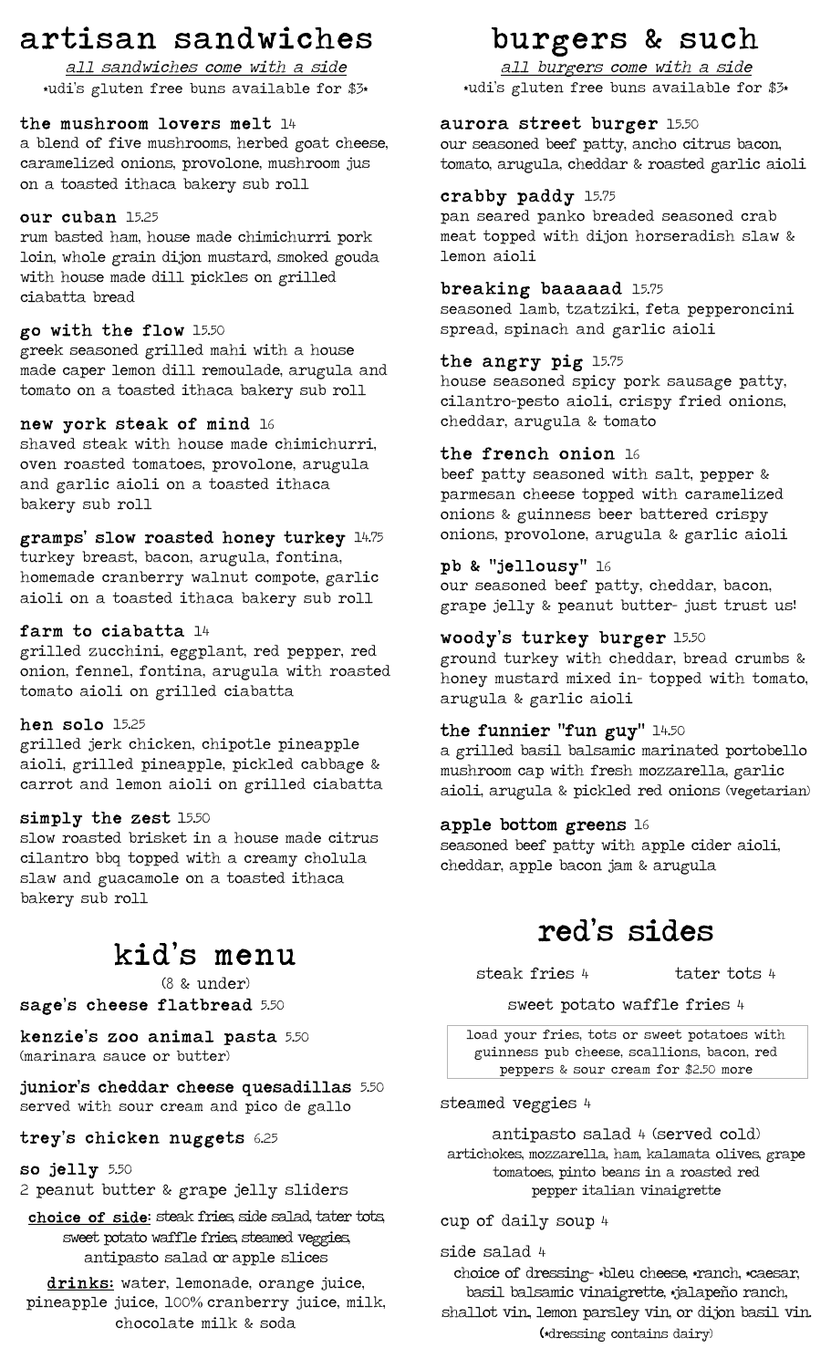# artisan sandwiches

*all sandwiches come with a side*

*udi's gluten free buns available for $3*

**the mushroom lovers melt** 14
a blend of five mushrooms, herbed goat cheese, caramelized onions, provolone, mushroom jus on a toasted ithaca bakery sub roll

**our cuban** 15.25
rum basted ham, house made chimichurri pork loin, whole grain dijon mustard, smoked gouda with house made dill pickles on grilled ciabatta bread

**go with the flow** 15.50
greek seasoned grilled mahi with a house made caper lemon dill remoulade, arugula and tomato on a toasted ithaca bakery sub roll

**new york steak of mind** 16
shaved steak with house made chimichurri, oven roasted tomatoes, provolone, arugula and garlic aioli on a toasted ithaca bakery sub roll

**gramps' slow roasted honey turkey** 14.75
turkey breast, bacon, arugula, fontina, homemade cranberry walnut compote, garlic aioli on a toasted ithaca bakery sub roll

**farm to ciabatta** 14
grilled zucchini, eggplant, red pepper, red onion, fennel, fontina, arugula with roasted tomato aioli on grilled ciabatta

**hen solo** 15.25
grilled jerk chicken, chipotle pineapple aioli, grilled pineapple, pickled cabbage & carrot and lemon aioli on grilled ciabatta

**simply the zest** 15.50
slow roasted brisket in a house made citrus cilantro bbq topped with a creamy cholula slaw and guacamole on a toasted ithaca bakery sub roll

# kid's menu

(8 & under)

**sage's cheese flatbread** 5.50

**kenzie's zoo animal pasta** 5.50
(marinara sauce or butter)

**junior's cheddar cheese quesadillas** 5.50
served with sour cream and pico de gallo

**trey's chicken nuggets** 6.25

**so jelly** 5.50
2 peanut butter & grape jelly sliders

**choice of side**: steak fries, side salad, tater tots, sweet potato waffle fries, steamed veggies, antipasto salad or apple slices

**drinks**: water, lemonade, orange juice, pineapple juice, 100% cranberry juice, milk, chocolate milk & soda

# burgers & such

*all burgers come with a side*

*udi's gluten free buns available for $3*

**aurora street burger** 15.50
our seasoned beef patty, ancho citrus bacon, tomato, arugula, cheddar & roasted garlic aioli

**crabby paddy** 15.75
pan seared panko breaded seasoned crab meat topped with dijon horseradish slaw & lemon aioli

**breaking baaaaad** 15.75
seasoned lamb, tzatziki, feta pepperoncini spread, spinach and garlic aioli

**the angry pig** 15.75
house seasoned spicy pork sausage patty, cilantro-pesto aioli, crispy fried onions, cheddar, arugula & tomato

**the french onion** 16
beef patty seasoned with salt, pepper & parmesan cheese topped with caramelized onions & guinness beer battered crispy onions, provolone, arugula & garlic aioli

**pb & "jellousy"** 16
our seasoned beef patty, cheddar, bacon, grape jelly & peanut butter- just trust us!

**woody's turkey burger** 15.50
ground turkey with cheddar, bread crumbs & honey mustard mixed in- topped with tomato, arugula & garlic aioli

**the funnier "fun guy"** 14.50
a grilled basil balsamic marinated portobello mushroom cap with fresh mozzarella, garlic aioli, arugula & pickled red onions (vegetarian)

**apple bottom greens** 16
seasoned beef patty with apple cider aioli, cheddar, apple bacon jam & arugula

# red's sides

steak fries 4

tater tots 4

sweet potato waffle fries 4

load your fries, tots or sweet potatoes with guinness pub cheese, scallions, bacon, red peppers & sour cream for $2.50 more

steamed veggies 4

antipasto salad 4 (served cold)
artichokes, mozzarella, ham, kalamata olives, grape tomatoes, pinto beans in a roasted red pepper italian vinaigrette

cup of daily soup 4

side salad 4
choice of dressing- *bleu cheese, *ranch, *caesar, basil balsamic vinaigrette, *jalapeño ranch, shallot vin, lemon parsley vin, or dijon basil vin.
(*dressing contains dairy)